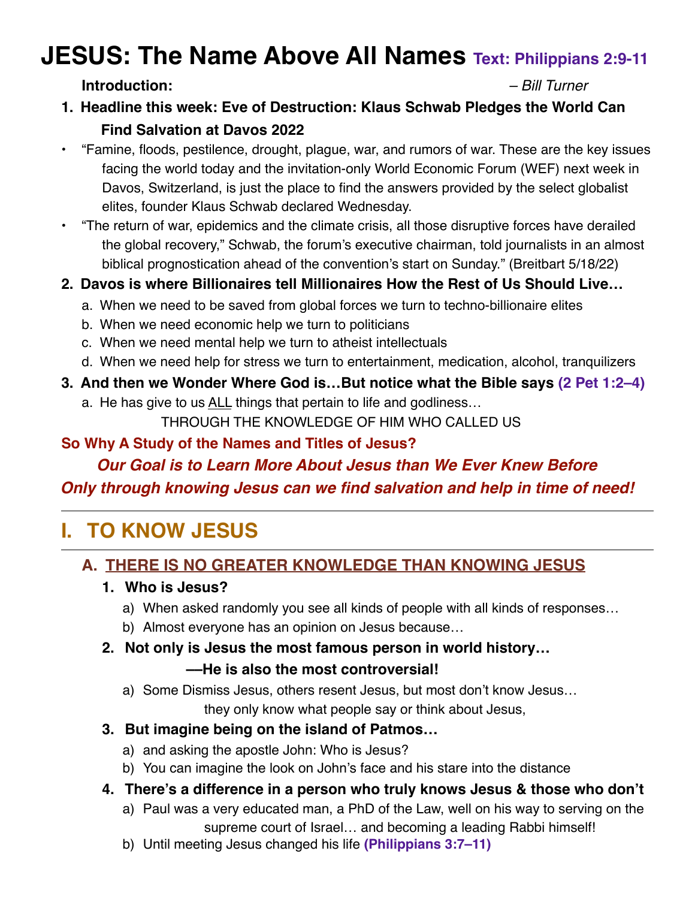# JESUS: The Name Above All Names **Text: Philippians 2:9-11**

**Introduction:** *– Bill Turner*

1. **Headline this week: Eve of Destruction: Klaus Schwab Pledges the World Can Find Salvation at Davos 2022**

- "Famine, floods, pestilence, drought, plague, war, and rumors of war. These are the key issues facing the world today and the invitation-only World Economic Forum (WEF) next week in Davos, Switzerland, is just the place to find the answers provided by the select globalist elites, founder Klaus Schwab declared Wednesday.
- "The return of war, epidemics and the climate crisis, all those disruptive forces have derailed the global recovery," Schwab, the forum's executive chairman, told journalists in an almost biblical prognostication ahead of the convention's start on Sunday." (Breitbart 5/18/22)

2. **Davos is where Billionaires tell Millionaires How the Rest of Us Should Live…**
   a. When we need to be saved from global forces we turn to techno-billionaire elites
   b. When we need economic help we turn to politicians
   c. When we need mental help we turn to atheist intellectuals
   d. When we need help for stress we turn to entertainment, medication, alcohol, tranquilizers

3. **And then we Wonder Where God is…But notice what the Bible says (2 Pet 1:2–4)**
   a. He has give to us ALL things that pertain to life and godliness…
      THROUGH THE KNOWLEDGE OF HIM WHO CALLED US

**So Why A Study of the Names and Titles of Jesus?**

***Our Goal is to Learn More About Jesus than We Ever Knew Before***

***Only through knowing Jesus can we find salvation and help in time of need!***

---

## I. TO KNOW JESUS

---

### A. THERE IS NO GREATER KNOWLEDGE THAN KNOWING JESUS

1. **Who is Jesus?**
   a) When asked randomly you see all kinds of people with all kinds of responses…
   b) Almost everyone has an opinion on Jesus because…

2. **Not only is Jesus the most famous person in world history…**
   **—He is also the most controversial!**
   a) Some Dismiss Jesus, others resent Jesus, but most don't know Jesus…
      they only know what people say or think about Jesus,

3. **But imagine being on the island of Patmos…**
   a) and asking the apostle John: Who is Jesus?
   b) You can imagine the look on John's face and his stare into the distance

4. **There's a difference in a person who truly knows Jesus & those who don't**
   a) Paul was a very educated man, a PhD of the Law, well on his way to serving on the supreme court of Israel… and becoming a leading Rabbi himself!
   b) Until meeting Jesus changed his life **(Philippians 3:7–11)**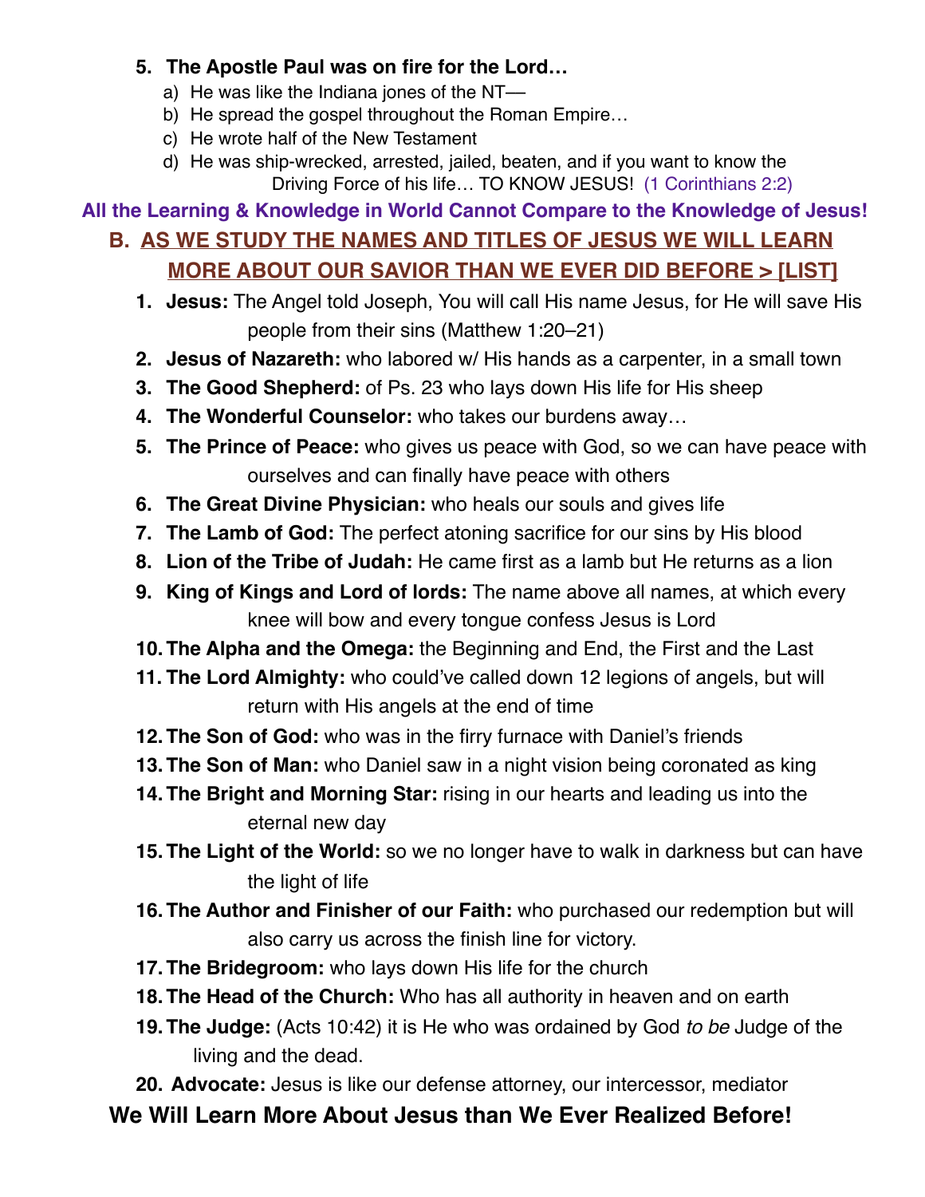5. **The Apostle Paul was on fire for the Lord…**
   a) He was like the Indiana jones of the NT—
   b) He spread the gospel throughout the Roman Empire…
   c) He wrote half of the New Testament
   d) He was ship-wrecked, arrested, jailed, beaten, and if you want to know the Driving Force of his life… TO KNOW JESUS! (1 Corinthians 2:2)

**All the Learning & Knowledge in World Cannot Compare to the Knowledge of Jesus!**

## B. AS WE STUDY THE NAMES AND TITLES OF JESUS WE WILL LEARN MORE ABOUT OUR SAVIOR THAN WE EVER DID BEFORE > [LIST]

1. **Jesus:** The Angel told Joseph, You will call His name Jesus, for He will save His people from their sins (Matthew 1:20–21)
2. **Jesus of Nazareth:** who labored w/ His hands as a carpenter, in a small town
3. **The Good Shepherd:** of Ps. 23 who lays down His life for His sheep
4. **The Wonderful Counselor:** who takes our burdens away…
5. **The Prince of Peace:** who gives us peace with God, so we can have peace with ourselves and can finally have peace with others
6. **The Great Divine Physician:** who heals our souls and gives life
7. **The Lamb of God:** The perfect atoning sacrifice for our sins by His blood
8. **Lion of the Tribe of Judah:** He came first as a lamb but He returns as a lion
9. **King of Kings and Lord of lords:** The name above all names, at which every knee will bow and every tongue confess Jesus is Lord
10. **The Alpha and the Omega:** the Beginning and End, the First and the Last
11. **The Lord Almighty:** who could've called down 12 legions of angels, but will return with His angels at the end of time
12. **The Son of God:** who was in the firry furnace with Daniel's friends
13. **The Son of Man:** who Daniel saw in a night vision being coronated as king
14. **The Bright and Morning Star:** rising in our hearts and leading us into the eternal new day
15. **The Light of the World:** so we no longer have to walk in darkness but can have the light of life
16. **The Author and Finisher of our Faith:** who purchased our redemption but will also carry us across the finish line for victory.
17. **The Bridegroom:** who lays down His life for the church
18. **The Head of the Church:** Who has all authority in heaven and on earth
19. **The Judge:** (Acts 10:42) it is He who was ordained by God *to be* Judge of the living and the dead.
20. **Advocate:** Jesus is like our defense attorney, our intercessor, mediator

**We Will Learn More About Jesus than We Ever Realized Before!**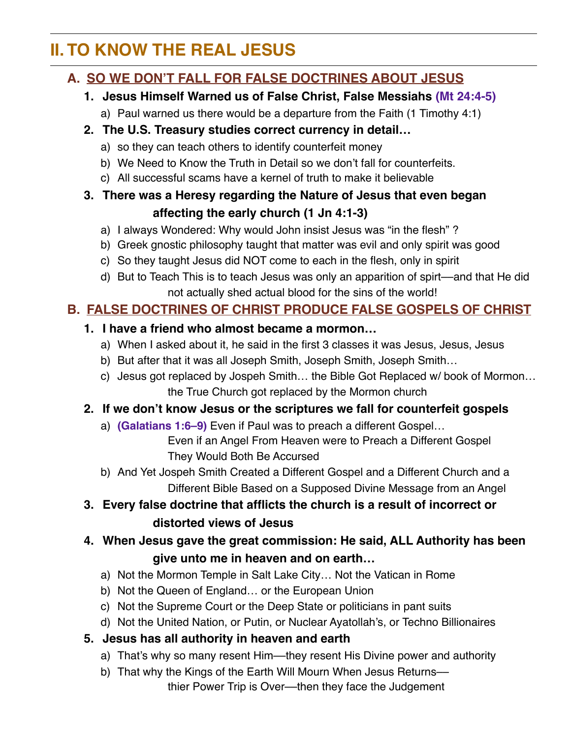# II. TO KNOW THE REAL JESUS

## A. SO WE DON'T FALL FOR FALSE DOCTRINES ABOUT JESUS

1. **Jesus Himself Warned us of False Christ, False Messiahs (Mt 24:4-5)**
   a) Paul warned us there would be a departure from the Faith (1 Timothy 4:1)
2. **The U.S. Treasury studies correct currency in detail…**
   a) so they can teach others to identify counterfeit money
   b) We Need to Know the Truth in Detail so we don't fall for counterfeits.
   c) All successful scams have a kernel of truth to make it believable
3. **There was a Heresy regarding the Nature of Jesus that even began affecting the early church (1 Jn 4:1-3)**
   a) I always Wondered: Why would John insist Jesus was "in the flesh" ?
   b) Greek gnostic philosophy taught that matter was evil and only spirit was good
   c) So they taught Jesus did NOT come to each in the flesh, only in spirit
   d) But to Teach This is to teach Jesus was only an apparition of spirt—and that He did not actually shed actual blood for the sins of the world!

## B. FALSE DOCTRINES OF CHRIST PRODUCE FALSE GOSPELS OF CHRIST

1. **I have a friend who almost became a mormon…**
   a) When I asked about it, he said in the first 3 classes it was Jesus, Jesus, Jesus
   b) But after that it was all Joseph Smith, Joseph Smith, Joseph Smith…
   c) Jesus got replaced by Jospeph Smith… the Bible Got Replaced w/ book of Mormon… the True Church got replaced by the Mormon church
2. **If we don't know Jesus or the scriptures we fall for counterfeit gospels**
   a) **(Galatians 1:6–9)** Even if Paul was to preach a different Gospel…
      Even if an Angel From Heaven were to Preach a Different Gospel
      They Would Both Be Accursed
   b) And Yet Jospeph Smith Created a Different Gospel and a Different Church and a Different Bible Based on a Supposed Divine Message from an Angel
3. **Every false doctrine that afflicts the church is a result of incorrect or distorted views of Jesus**
4. **When Jesus gave the great commission: He said, ALL Authority has been give unto me in heaven and on earth…**
   a) Not the Mormon Temple in Salt Lake City… Not the Vatican in Rome
   b) Not the Queen of England… or the European Union
   c) Not the Supreme Court or the Deep State or politicians in pant suits
   d) Not the United Nation, or Putin, or Nuclear Ayatollah's, or Techno Billionaires
5. **Jesus has all authority in heaven and earth**
   a) That's why so many resent Him—they resent His Divine power and authority
   b) That why the Kings of the Earth Will Mourn When Jesus Returns— thier Power Trip is Over—then they face the Judgement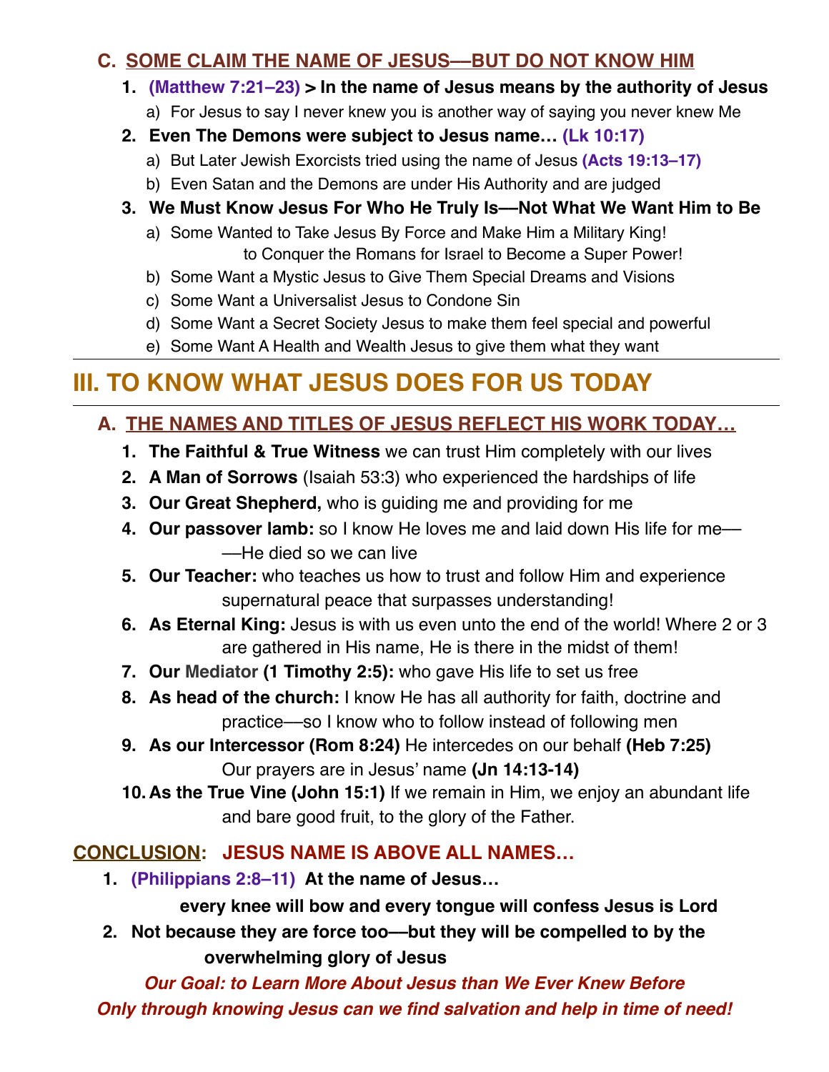### C. SOME CLAIM THE NAME OF JESUS—BUT DO NOT KNOW HIM

1. **(Matthew 7:21–23) > In the name of Jesus means by the authority of Jesus**
   a) For Jesus to say I never knew you is another way of saying you never knew Me
2. **Even The Demons were subject to Jesus name… (Lk 10:17)**
   a) But Later Jewish Exorcists tried using the name of Jesus **(Acts 19:13–17)**
   b) Even Satan and the Demons are under His Authority and are judged
3. **We Must Know Jesus For Who He Truly Is—Not What We Want Him to Be**
   a) Some Wanted to Take Jesus By Force and Make Him a Military King! to Conquer the Romans for Israel to Become a Super Power!
   b) Some Want a Mystic Jesus to Give Them Special Dreams and Visions
   c) Some Want a Universalist Jesus to Condone Sin
   d) Some Want a Secret Society Jesus to make them feel special and powerful
   e) Some Want A Health and Wealth Jesus to give them what they want

# III. TO KNOW WHAT JESUS DOES FOR US TODAY

### A. THE NAMES AND TITLES OF JESUS REFLECT HIS WORK TODAY…

1. **The Faithful & True Witness** we can trust Him completely with our lives
2. **A Man of Sorrows** (Isaiah 53:3) who experienced the hardships of life
3. **Our Great Shepherd,** who is guiding me and providing for me
4. **Our passover lamb:** so I know He loves me and laid down His life for me——He died so we can live
5. **Our Teacher:** who teaches us how to trust and follow Him and experience supernatural peace that surpasses understanding!
6. **As Eternal King:** Jesus is with us even unto the end of the world! Where 2 or 3 are gathered in His name, He is there in the midst of them!
7. **Our Mediator (1 Timothy 2:5):** who gave His life to set us free
8. **As head of the church:** I know He has all authority for faith, doctrine and practice—so I know who to follow instead of following men
9. **As our Intercessor (Rom 8:24)** He intercedes on our behalf **(Heb 7:25)** Our prayers are in Jesus' name **(Jn 14:13-14)**
10. **As the True Vine (John 15:1)** If we remain in Him, we enjoy an abundant life and bare good fruit, to the glory of the Father.

## CONCLUSION: JESUS NAME IS ABOVE ALL NAMES…

1. **(Philippians 2:8–11) At the name of Jesus… every knee will bow and every tongue will confess Jesus is Lord**
2. **Not because they are force too—but they will be compelled to by the overwhelming glory of Jesus**

***Our Goal: to Learn More About Jesus than We Ever Knew Before***

***Only through knowing Jesus can we find salvation and help in time of need!***